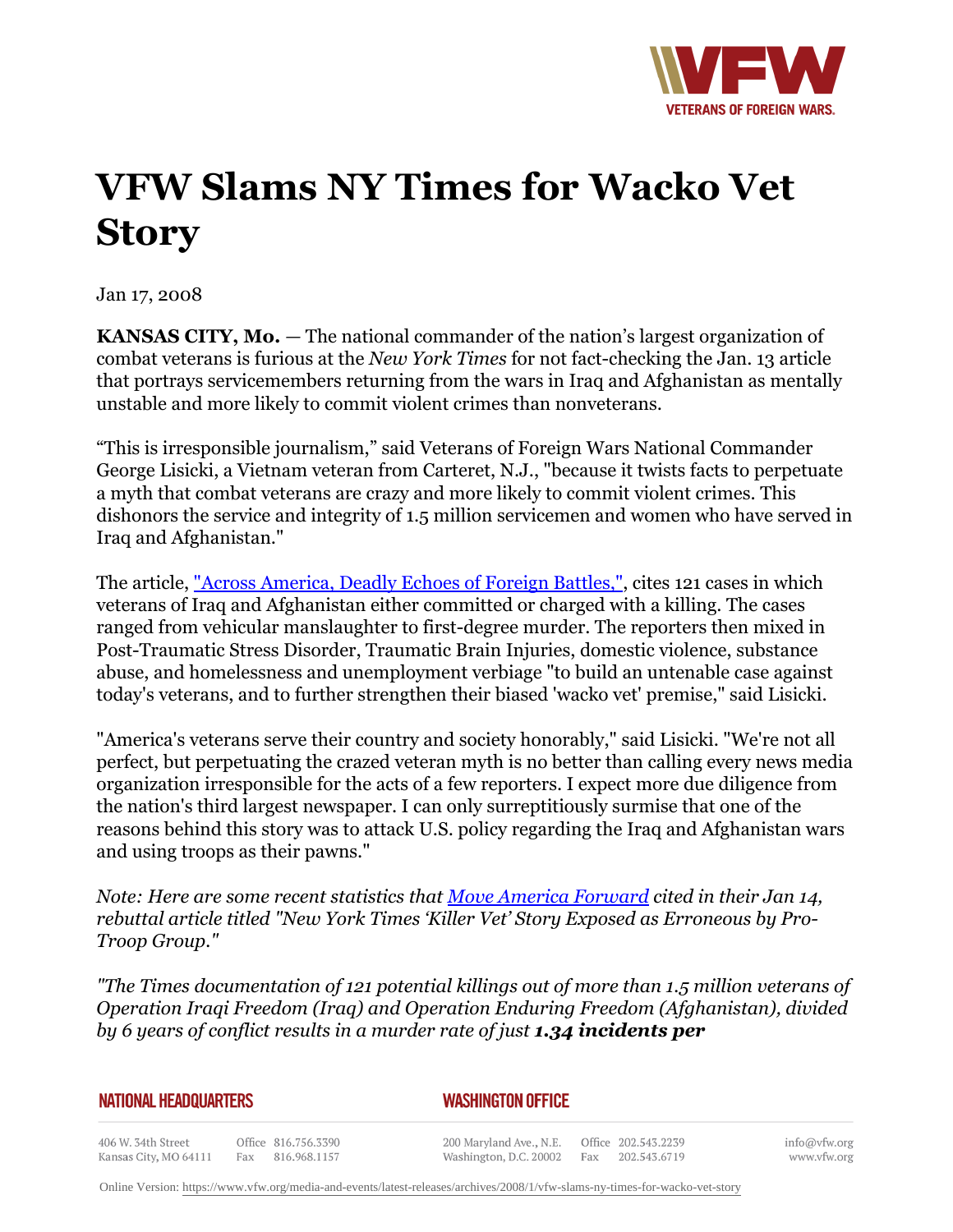# VFW Slams NY Times for Wacko Vet Story

Jan 17, 2008

**KANSAS CITY, Mo.** — The national commander of the nation's largest organization of combat veterans is furious at the *New York Times* for not fact-checking the Jan. 13 article that portrays servicemembers returning from the wars in Iraq and Afghanistan as mentally unstable and more likely to commit violent crimes than nonveterans.

"This is irresponsible journalism," said Veterans of Foreign Wars National Commander George Lisicki, a Vietnam veteran from Carteret, N.J., "because it twists facts to perpetuate a myth that combat veterans are crazy and more likely to commit violent crimes. This dishonors the service and integrity of 1.5 million servicemen and women who have served in Iraq and Afghanistan."

The article, "Across America, Deadly Echoes of Foreign Battles,", cites 121 cases in which veterans of Iraq and Afghanistan either committed or charged with a killing. The cases ranged from vehicular manslaughter to first-degree murder. The reporters then mixed in Post-Traumatic Stress Disorder, Traumatic Brain Injuries, domestic violence, substance abuse, and homelessness and unemployment verbiage "to build an untenable case against today's veterans, and to further strengthen their biased 'wacko vet' premise," said Lisicki.

"America's veterans serve their country and society honorably," said Lisicki. "We're not all perfect, but perpetuating the crazed veteran myth is no better than calling every news media organization irresponsible for the acts of a few reporters. I expect more due diligence from the nation's third largest newspaper. I can only surreptitiously surmise that one of the reasons behind this story was to attack U.S. policy regarding the Iraq and Afghanistan wars and using troops as their pawns."

*Note: Here are some recent statistics that Move America Forward cited in their Jan 14, rebuttal article titled "New York Times 'Killer Vet' Story Exposed as Erroneous by Pro-Troop Group."*

*"The Times documentation of 121 potential killings out of more than 1.5 million veterans of Operation Iraqi Freedom (Iraq) and Operation Enduring Freedom (Afghanistan), divided by 6 years of conflict results in a murder rate of just* ***1.34 incidents per***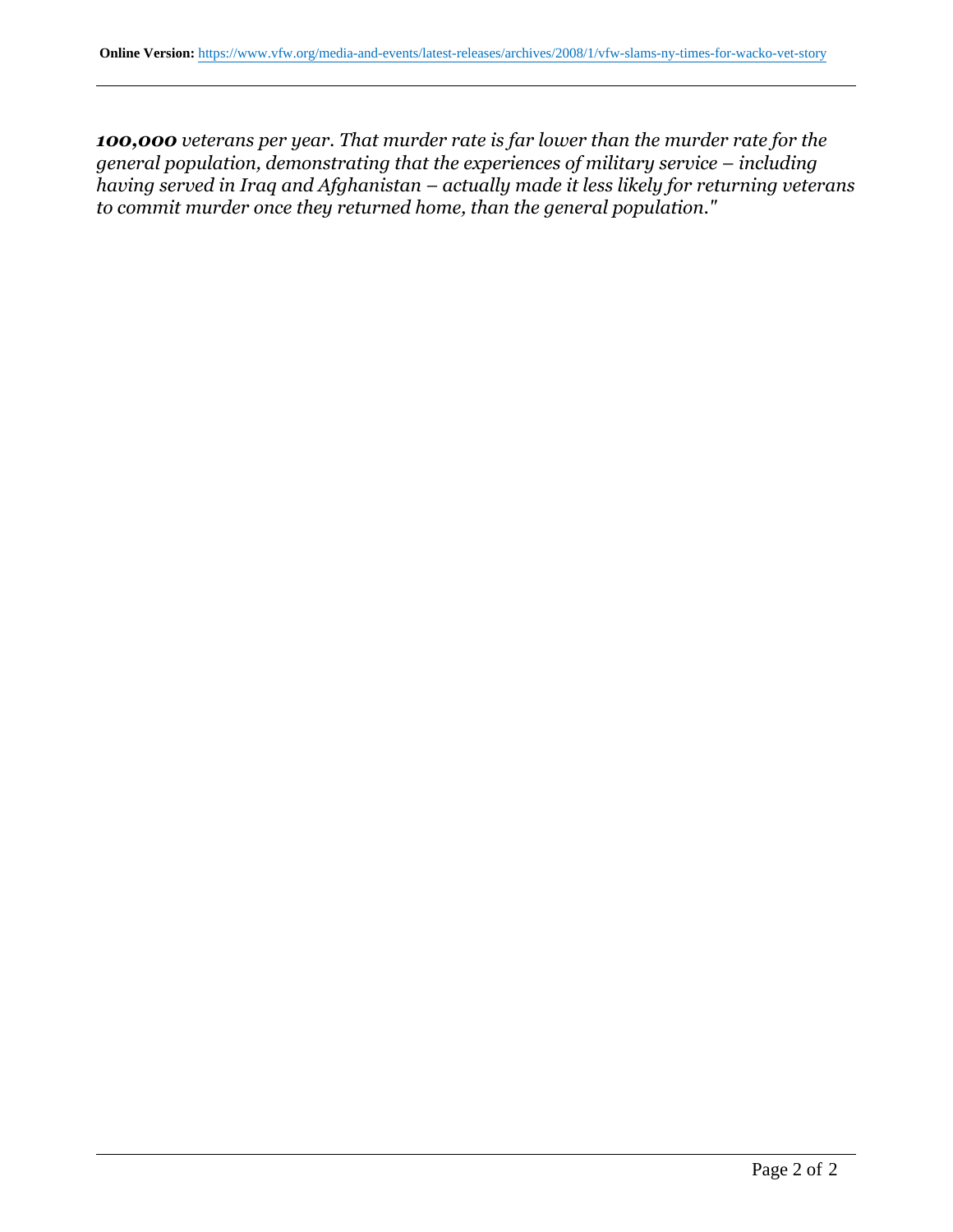***100,000** veterans per year. That murder rate is far lower than the murder rate for the general population, demonstrating that the experiences of military service – including having served in Iraq and Afghanistan – actually made it less likely for returning veterans to commit murder once they returned home, than the general population."*